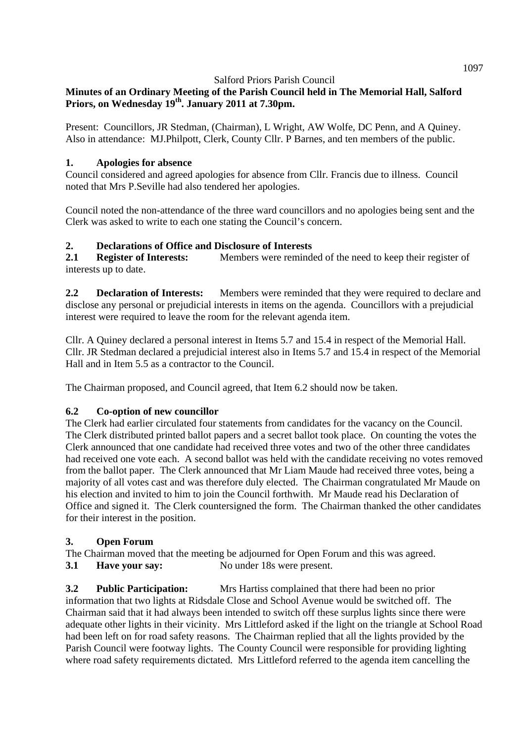Salford Priors Parish Council

**Minutes of an Ordinary Meeting of the Parish Council held in The Memorial Hall, Salford Priors, on Wednesday 19th. January 2011 at 7.30pm.**

Present: Councillors, JR Stedman, (Chairman), L Wright, AW Wolfe, DC Penn, and A Quiney. Also in attendance: MJ.Philpott, Clerk, County Cllr. P Barnes, and ten members of the public.

## 1. Apologies for absence

Council considered and agreed apologies for absence from Cllr. Francis due to illness. Council noted that Mrs P.Seville had also tendered her apologies.

Council noted the non-attendance of the three ward councillors and no apologies being sent and the Clerk was asked to write to each one stating the Council's concern.

## 2. Declarations of Office and Disclosure of Interests

**2.1 Register of Interests:** Members were reminded of the need to keep their register of interests up to date.

**2.2 Declaration of Interests:** Members were reminded that they were required to declare and disclose any personal or prejudicial interests in items on the agenda. Councillors with a prejudicial interest were required to leave the room for the relevant agenda item.

Cllr. A Quiney declared a personal interest in Items 5.7 and 15.4 in respect of the Memorial Hall. Cllr. JR Stedman declared a prejudicial interest also in Items 5.7 and 15.4 in respect of the Memorial Hall and in Item 5.5 as a contractor to the Council.

The Chairman proposed, and Council agreed, that Item 6.2 should now be taken.

## 6.2 Co-option of new councillor

The Clerk had earlier circulated four statements from candidates for the vacancy on the Council. The Clerk distributed printed ballot papers and a secret ballot took place. On counting the votes the Clerk announced that one candidate had received three votes and two of the other three candidates had received one vote each. A second ballot was held with the candidate receiving no votes removed from the ballot paper. The Clerk announced that Mr Liam Maude had received three votes, being a majority of all votes cast and was therefore duly elected. The Chairman congratulated Mr Maude on his election and invited to him to join the Council forthwith. Mr Maude read his Declaration of Office and signed it. The Clerk countersigned the form. The Chairman thanked the other candidates for their interest in the position.

## 3. Open Forum

The Chairman moved that the meeting be adjourned for Open Forum and this was agreed.

**3.1 Have your say:** No under 18s were present.

**3.2 Public Participation:** Mrs Hartiss complained that there had been no prior information that two lights at Ridsdale Close and School Avenue would be switched off. The Chairman said that it had always been intended to switch off these surplus lights since there were adequate other lights in their vicinity. Mrs Littleford asked if the light on the triangle at School Road had been left on for road safety reasons. The Chairman replied that all the lights provided by the Parish Council were footway lights. The County Council were responsible for providing lighting where road safety requirements dictated. Mrs Littleford referred to the agenda item cancelling the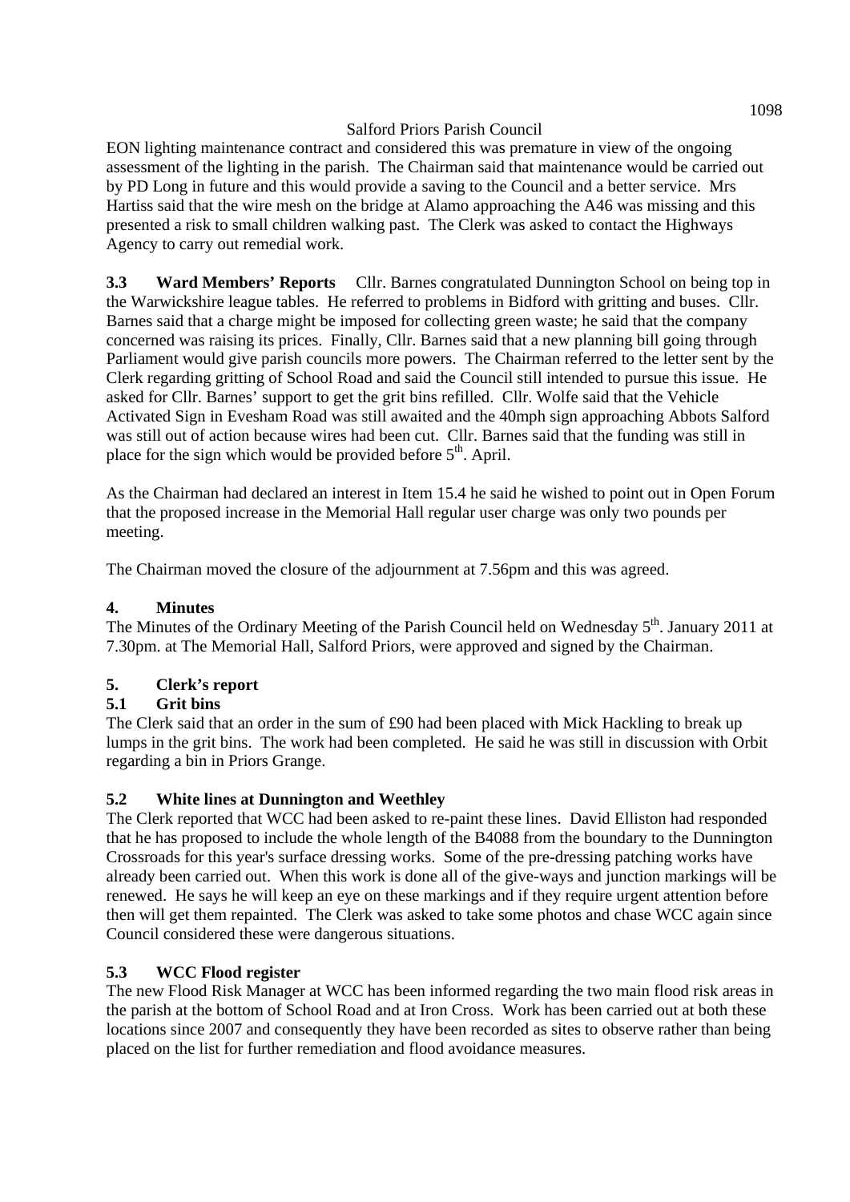EON lighting maintenance contract and considered this was premature in view of the ongoing assessment of the lighting in the parish. The Chairman said that maintenance would be carried out by PD Long in future and this would provide a saving to the Council and a better service. Mrs Hartiss said that the wire mesh on the bridge at Alamo approaching the A46 was missing and this presented a risk to small children walking past. The Clerk was asked to contact the Highways Agency to carry out remedial work.

**3.3 Ward Members' Reports** Cllr. Barnes congratulated Dunnington School on being top in the Warwickshire league tables. He referred to problems in Bidford with gritting and buses. Cllr. Barnes said that a charge might be imposed for collecting green waste; he said that the company concerned was raising its prices. Finally, Cllr. Barnes said that a new planning bill going through Parliament would give parish councils more powers. The Chairman referred to the letter sent by the Clerk regarding gritting of School Road and said the Council still intended to pursue this issue. He asked for Cllr. Barnes' support to get the grit bins refilled. Cllr. Wolfe said that the Vehicle Activated Sign in Evesham Road was still awaited and the 40mph sign approaching Abbots Salford was still out of action because wires had been cut. Cllr. Barnes said that the funding was still in place for the sign which would be provided before 5th. April.

As the Chairman had declared an interest in Item 15.4 he said he wished to point out in Open Forum that the proposed increase in the Memorial Hall regular user charge was only two pounds per meeting.

The Chairman moved the closure of the adjournment at 7.56pm and this was agreed.

## 4. Minutes

The Minutes of the Ordinary Meeting of the Parish Council held on Wednesday 5th. January 2011 at 7.30pm. at The Memorial Hall, Salford Priors, were approved and signed by the Chairman.

## 5. Clerk's report

### 5.1 Grit bins

The Clerk said that an order in the sum of £90 had been placed with Mick Hackling to break up lumps in the grit bins. The work had been completed. He said he was still in discussion with Orbit regarding a bin in Priors Grange.

### 5.2 White lines at Dunnington and Weethley

The Clerk reported that WCC had been asked to re-paint these lines. David Elliston had responded that he has proposed to include the whole length of the B4088 from the boundary to the Dunnington Crossroads for this year's surface dressing works. Some of the pre-dressing patching works have already been carried out. When this work is done all of the give-ways and junction markings will be renewed. He says he will keep an eye on these markings and if they require urgent attention before then will get them repainted. The Clerk was asked to take some photos and chase WCC again since Council considered these were dangerous situations.

### 5.3 WCC Flood register

The new Flood Risk Manager at WCC has been informed regarding the two main flood risk areas in the parish at the bottom of School Road and at Iron Cross. Work has been carried out at both these locations since 2007 and consequently they have been recorded as sites to observe rather than being placed on the list for further remediation and flood avoidance measures.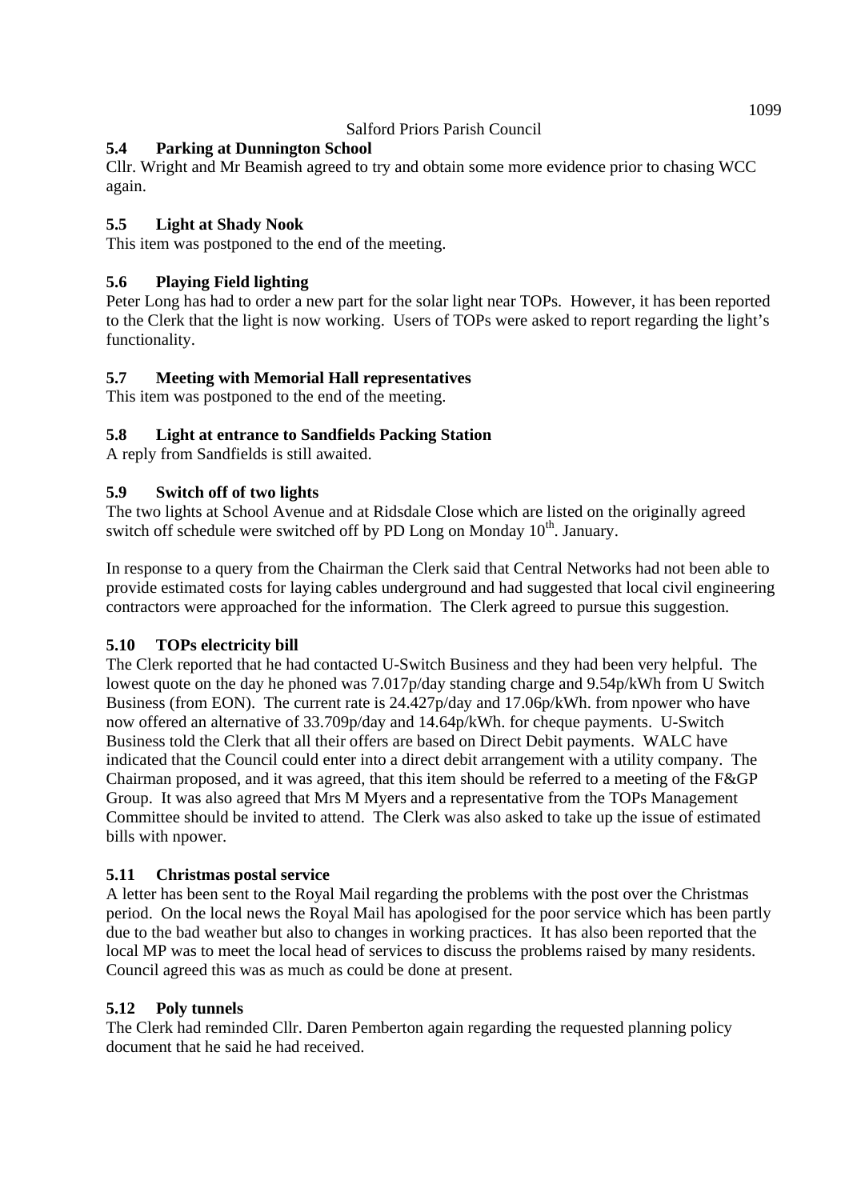### 5.4 Parking at Dunnington School

Cllr. Wright and Mr Beamish agreed to try and obtain some more evidence prior to chasing WCC again.

### 5.5 Light at Shady Nook

This item was postponed to the end of the meeting.

### 5.6 Playing Field lighting

Peter Long has had to order a new part for the solar light near TOPs. However, it has been reported to the Clerk that the light is now working. Users of TOPs were asked to report regarding the light's functionality.

### 5.7 Meeting with Memorial Hall representatives

This item was postponed to the end of the meeting.

### 5.8 Light at entrance to Sandfields Packing Station

A reply from Sandfields is still awaited.

### 5.9 Switch off of two lights

The two lights at School Avenue and at Ridsdale Close which are listed on the originally agreed switch off schedule were switched off by PD Long on Monday 10th. January.

In response to a query from the Chairman the Clerk said that Central Networks had not been able to provide estimated costs for laying cables underground and had suggested that local civil engineering contractors were approached for the information. The Clerk agreed to pursue this suggestion.

### 5.10 TOPs electricity bill

The Clerk reported that he had contacted U-Switch Business and they had been very helpful. The lowest quote on the day he phoned was 7.017p/day standing charge and 9.54p/kWh from U Switch Business (from EON). The current rate is 24.427p/day and 17.06p/kWh. from npower who have now offered an alternative of 33.709p/day and 14.64p/kWh. for cheque payments. U-Switch Business told the Clerk that all their offers are based on Direct Debit payments. WALC have indicated that the Council could enter into a direct debit arrangement with a utility company. The Chairman proposed, and it was agreed, that this item should be referred to a meeting of the F&GP Group. It was also agreed that Mrs M Myers and a representative from the TOPs Management Committee should be invited to attend. The Clerk was also asked to take up the issue of estimated bills with npower.

### 5.11 Christmas postal service

A letter has been sent to the Royal Mail regarding the problems with the post over the Christmas period. On the local news the Royal Mail has apologised for the poor service which has been partly due to the bad weather but also to changes in working practices. It has also been reported that the local MP was to meet the local head of services to discuss the problems raised by many residents. Council agreed this was as much as could be done at present.

### 5.12 Poly tunnels

The Clerk had reminded Cllr. Daren Pemberton again regarding the requested planning policy document that he said he had received.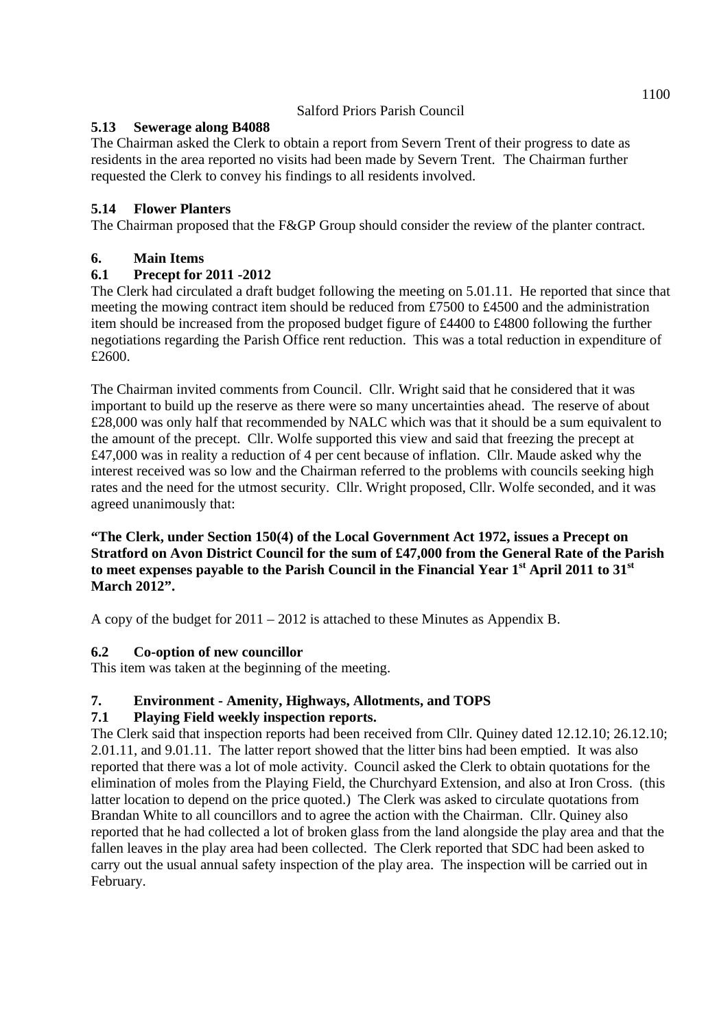### 5.13 Sewerage along B4088

The Chairman asked the Clerk to obtain a report from Severn Trent of their progress to date as residents in the area reported no visits had been made by Severn Trent. The Chairman further requested the Clerk to convey his findings to all residents involved.

### 5.14 Flower Planters

The Chairman proposed that the F&GP Group should consider the review of the planter contract.

## 6. Main Items

### 6.1 Precept for 2011 -2012

The Clerk had circulated a draft budget following the meeting on 5.01.11. He reported that since that meeting the mowing contract item should be reduced from £7500 to £4500 and the administration item should be increased from the proposed budget figure of £4400 to £4800 following the further negotiations regarding the Parish Office rent reduction. This was a total reduction in expenditure of £2600.

The Chairman invited comments from Council. Cllr. Wright said that he considered that it was important to build up the reserve as there were so many uncertainties ahead. The reserve of about £28,000 was only half that recommended by NALC which was that it should be a sum equivalent to the amount of the precept. Cllr. Wolfe supported this view and said that freezing the precept at £47,000 was in reality a reduction of 4 per cent because of inflation. Cllr. Maude asked why the interest received was so low and the Chairman referred to the problems with councils seeking high rates and the need for the utmost security. Cllr. Wright proposed, Cllr. Wolfe seconded, and it was agreed unanimously that:

**"The Clerk, under Section 150(4) of the Local Government Act 1972, issues a Precept on Stratford on Avon District Council for the sum of £47,000 from the General Rate of the Parish to meet expenses payable to the Parish Council in the Financial Year 1st April 2011 to 31st March 2012".**

A copy of the budget for 2011 – 2012 is attached to these Minutes as Appendix B.

### 6.2 Co-option of new councillor

This item was taken at the beginning of the meeting.

## 7. Environment - Amenity, Highways, Allotments, and TOPS

### 7.1 Playing Field weekly inspection reports.

The Clerk said that inspection reports had been received from Cllr. Quiney dated 12.12.10; 26.12.10; 2.01.11, and 9.01.11. The latter report showed that the litter bins had been emptied. It was also reported that there was a lot of mole activity. Council asked the Clerk to obtain quotations for the elimination of moles from the Playing Field, the Churchyard Extension, and also at Iron Cross. (this latter location to depend on the price quoted.) The Clerk was asked to circulate quotations from Brandan White to all councillors and to agree the action with the Chairman. Cllr. Quiney also reported that he had collected a lot of broken glass from the land alongside the play area and that the fallen leaves in the play area had been collected. The Clerk reported that SDC had been asked to carry out the usual annual safety inspection of the play area. The inspection will be carried out in February.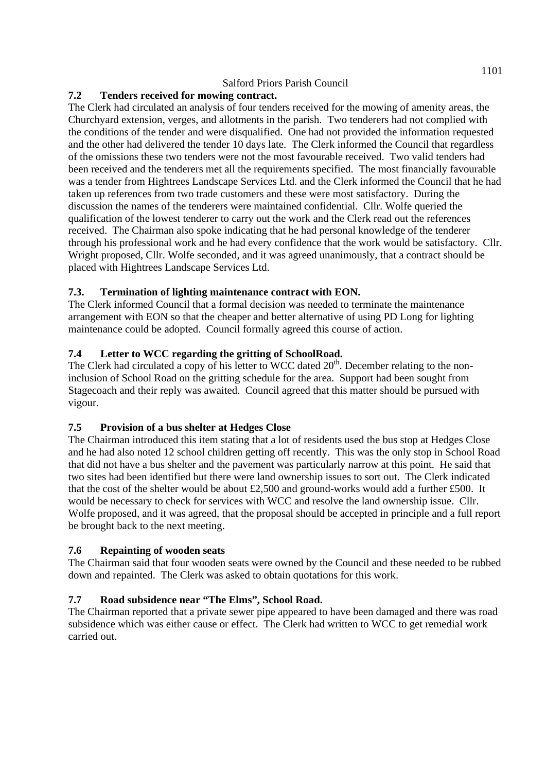### 7.2 Tenders received for mowing contract.

The Clerk had circulated an analysis of four tenders received for the mowing of amenity areas, the Churchyard extension, verges, and allotments in the parish. Two tenderers had not complied with the conditions of the tender and were disqualified. One had not provided the information requested and the other had delivered the tender 10 days late. The Clerk informed the Council that regardless of the omissions these two tenders were not the most favourable received. Two valid tenders had been received and the tenderers met all the requirements specified. The most financially favourable was a tender from Hightrees Landscape Services Ltd. and the Clerk informed the Council that he had taken up references from two trade customers and these were most satisfactory. During the discussion the names of the tenderers were maintained confidential. Cllr. Wolfe queried the qualification of the lowest tenderer to carry out the work and the Clerk read out the references received. The Chairman also spoke indicating that he had personal knowledge of the tenderer through his professional work and he had every confidence that the work would be satisfactory. Cllr. Wright proposed, Cllr. Wolfe seconded, and it was agreed unanimously, that a contract should be placed with Hightrees Landscape Services Ltd.

### 7.3. Termination of lighting maintenance contract with EON.

The Clerk informed Council that a formal decision was needed to terminate the maintenance arrangement with EON so that the cheaper and better alternative of using PD Long for lighting maintenance could be adopted. Council formally agreed this course of action.

### 7.4 Letter to WCC regarding the gritting of SchoolRoad.

The Clerk had circulated a copy of his letter to WCC dated 20th. December relating to the non-inclusion of School Road on the gritting schedule for the area. Support had been sought from Stagecoach and their reply was awaited. Council agreed that this matter should be pursued with vigour.

### 7.5 Provision of a bus shelter at Hedges Close

The Chairman introduced this item stating that a lot of residents used the bus stop at Hedges Close and he had also noted 12 school children getting off recently. This was the only stop in School Road that did not have a bus shelter and the pavement was particularly narrow at this point. He said that two sites had been identified but there were land ownership issues to sort out. The Clerk indicated that the cost of the shelter would be about £2,500 and ground-works would add a further £500. It would be necessary to check for services with WCC and resolve the land ownership issue. Cllr. Wolfe proposed, and it was agreed, that the proposal should be accepted in principle and a full report be brought back to the next meeting.

### 7.6 Repainting of wooden seats

The Chairman said that four wooden seats were owned by the Council and these needed to be rubbed down and repainted. The Clerk was asked to obtain quotations for this work.

### 7.7 Road subsidence near "The Elms", School Road.

The Chairman reported that a private sewer pipe appeared to have been damaged and there was road subsidence which was either cause or effect. The Clerk had written to WCC to get remedial work carried out.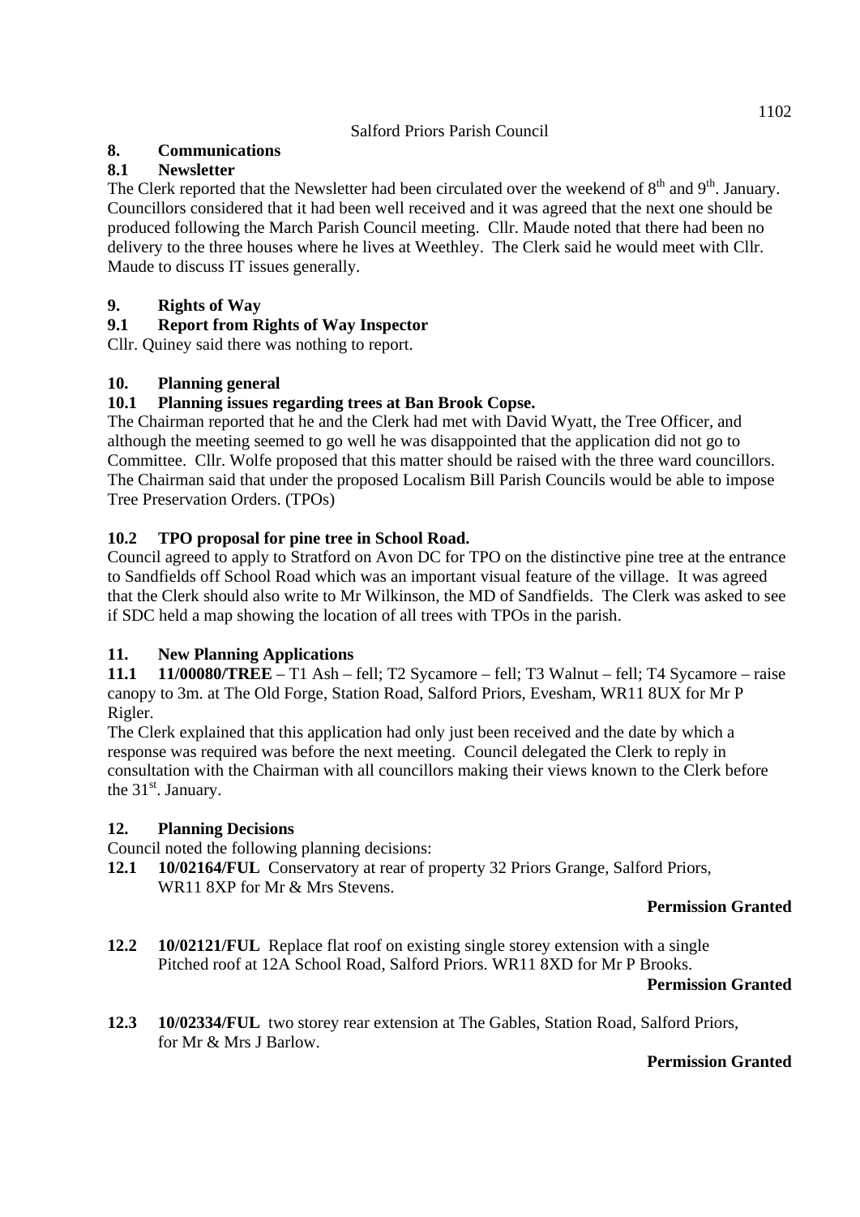Salford Priors Parish Council

## 8. Communications

### 8.1 Newsletter

The Clerk reported that the Newsletter had been circulated over the weekend of 8th and 9th. January. Councillors considered that it had been well received and it was agreed that the next one should be produced following the March Parish Council meeting. Cllr. Maude noted that there had been no delivery to the three houses where he lives at Weethley. The Clerk said he would meet with Cllr. Maude to discuss IT issues generally.

## 9. Rights of Way

### 9.1 Report from Rights of Way Inspector

Cllr. Quiney said there was nothing to report.

## 10. Planning general

### 10.1 Planning issues regarding trees at Ban Brook Copse.

The Chairman reported that he and the Clerk had met with David Wyatt, the Tree Officer, and although the meeting seemed to go well he was disappointed that the application did not go to Committee. Cllr. Wolfe proposed that this matter should be raised with the three ward councillors. The Chairman said that under the proposed Localism Bill Parish Councils would be able to impose Tree Preservation Orders. (TPOs)

### 10.2 TPO proposal for pine tree in School Road.

Council agreed to apply to Stratford on Avon DC for TPO on the distinctive pine tree at the entrance to Sandfields off School Road which was an important visual feature of the village. It was agreed that the Clerk should also write to Mr Wilkinson, the MD of Sandfields. The Clerk was asked to see if SDC held a map showing the location of all trees with TPOs in the parish.

## 11. New Planning Applications

**11.1 11/00080/TREE** – T1 Ash – fell; T2 Sycamore – fell; T3 Walnut – fell; T4 Sycamore – raise canopy to 3m. at The Old Forge, Station Road, Salford Priors, Evesham, WR11 8UX for Mr P Rigler.

The Clerk explained that this application had only just been received and the date by which a response was required was before the next meeting. Council delegated the Clerk to reply in consultation with the Chairman with all councillors making their views known to the Clerk before the 31st. January.

## 12. Planning Decisions

Council noted the following planning decisions:

**12.1 10/02164/FUL** Conservatory at rear of property 32 Priors Grange, Salford Priors, WR11 8XP for Mr & Mrs Stevens.

**Permission Granted**

**12.2 10/02121/FUL** Replace flat roof on existing single storey extension with a single Pitched roof at 12A School Road, Salford Priors. WR11 8XD for Mr P Brooks.

**Permission Granted**

**12.3 10/02334/FUL** two storey rear extension at The Gables, Station Road, Salford Priors, for Mr & Mrs J Barlow.

**Permission Granted**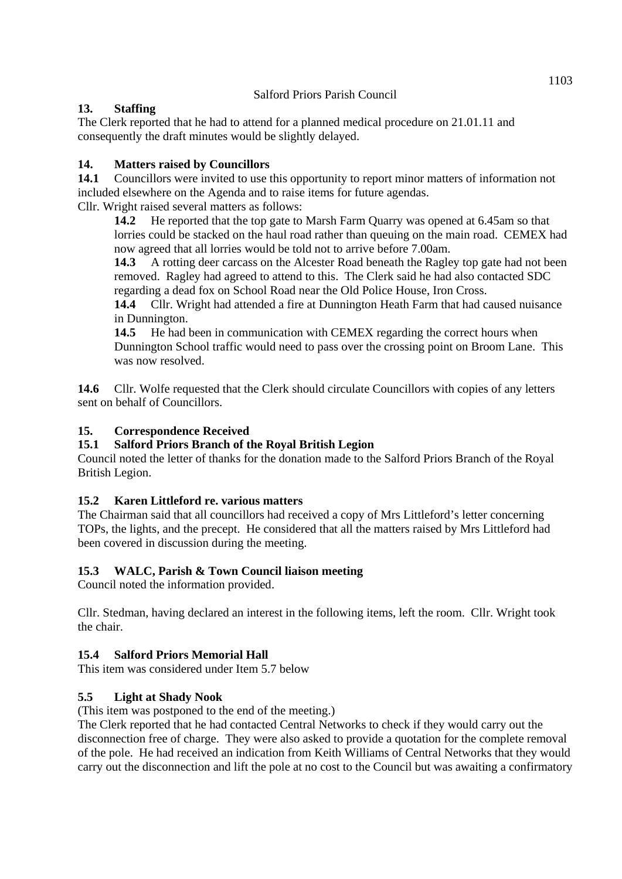### 13. Staffing

The Clerk reported that he had to attend for a planned medical procedure on 21.01.11 and consequently the draft minutes would be slightly delayed.

### 14. Matters raised by Councillors

**14.1** Councillors were invited to use this opportunity to report minor matters of information not included elsewhere on the Agenda and to raise items for future agendas.

Cllr. Wright raised several matters as follows:

> **14.2** He reported that the top gate to Marsh Farm Quarry was opened at 6.45am so that lorries could be stacked on the haul road rather than queuing on the main road. CEMEX had now agreed that all lorries would be told not to arrive before 7.00am.
>
> **14.3** A rotting deer carcass on the Alcester Road beneath the Ragley top gate had not been removed. Ragley had agreed to attend to this. The Clerk said he had also contacted SDC regarding a dead fox on School Road near the Old Police House, Iron Cross.
>
> **14.4** Cllr. Wright had attended a fire at Dunnington Heath Farm that had caused nuisance in Dunnington.
>
> **14.5** He had been in communication with CEMEX regarding the correct hours when Dunnington School traffic would need to pass over the crossing point on Broom Lane. This was now resolved.

**14.6** Cllr. Wolfe requested that the Clerk should circulate Councillors with copies of any letters sent on behalf of Councillors.

### 15. Correspondence Received

#### 15.1 Salford Priors Branch of the Royal British Legion

Council noted the letter of thanks for the donation made to the Salford Priors Branch of the Royal British Legion.

#### 15.2 Karen Littleford re. various matters

The Chairman said that all councillors had received a copy of Mrs Littleford's letter concerning TOPs, the lights, and the precept. He considered that all the matters raised by Mrs Littleford had been covered in discussion during the meeting.

#### 15.3 WALC, Parish & Town Council liaison meeting

Council noted the information provided.

Cllr. Stedman, having declared an interest in the following items, left the room. Cllr. Wright took the chair.

#### 15.4 Salford Priors Memorial Hall

This item was considered under Item 5.7 below

#### 5.5 Light at Shady Nook

(This item was postponed to the end of the meeting.)

The Clerk reported that he had contacted Central Networks to check if they would carry out the disconnection free of charge. They were also asked to provide a quotation for the complete removal of the pole. He had received an indication from Keith Williams of Central Networks that they would carry out the disconnection and lift the pole at no cost to the Council but was awaiting a confirmatory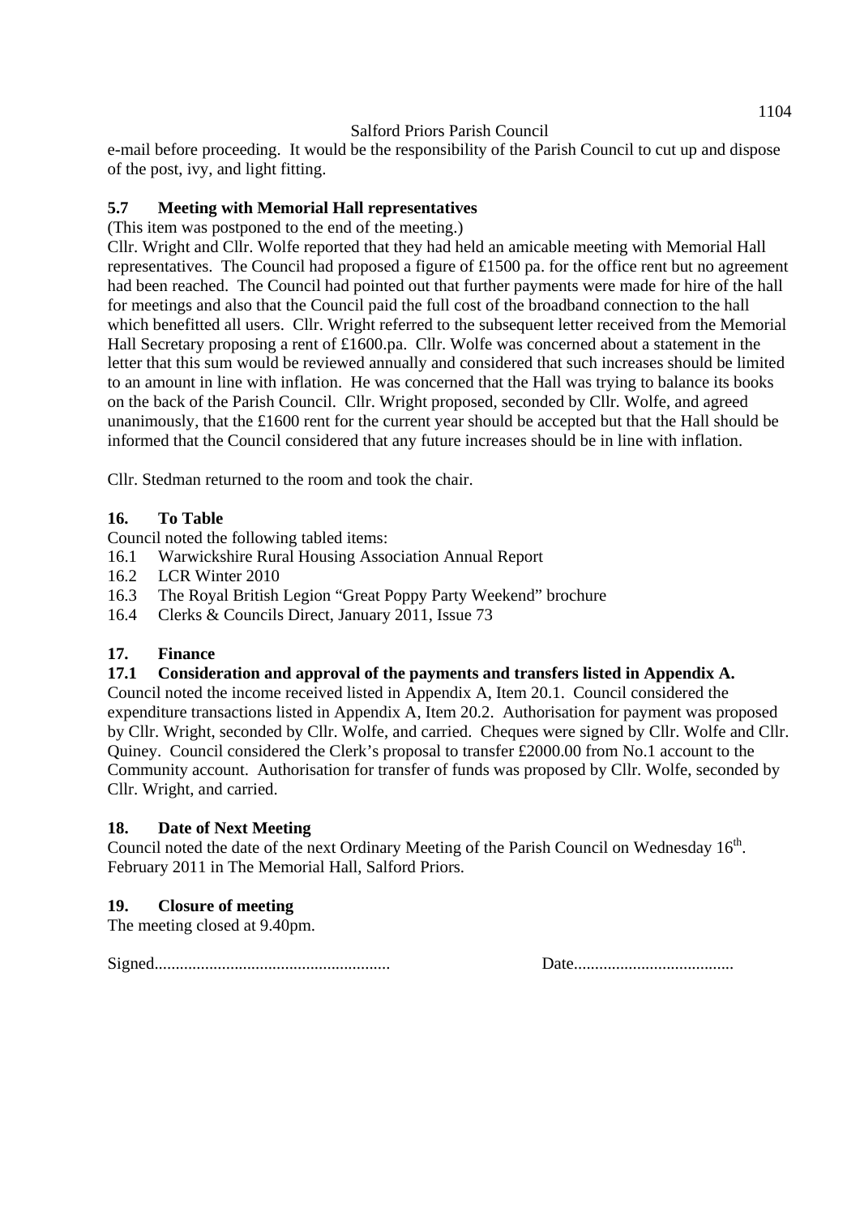e-mail before proceeding. It would be the responsibility of the Parish Council to cut up and dispose of the post, ivy, and light fitting.

### 5.7 Meeting with Memorial Hall representatives

(This item was postponed to the end of the meeting.)

Cllr. Wright and Cllr. Wolfe reported that they had held an amicable meeting with Memorial Hall representatives. The Council had proposed a figure of £1500 pa. for the office rent but no agreement had been reached. The Council had pointed out that further payments were made for hire of the hall for meetings and also that the Council paid the full cost of the broadband connection to the hall which benefitted all users. Cllr. Wright referred to the subsequent letter received from the Memorial Hall Secretary proposing a rent of £1600.pa. Cllr. Wolfe was concerned about a statement in the letter that this sum would be reviewed annually and considered that such increases should be limited to an amount in line with inflation. He was concerned that the Hall was trying to balance its books on the back of the Parish Council. Cllr. Wright proposed, seconded by Cllr. Wolfe, and agreed unanimously, that the £1600 rent for the current year should be accepted but that the Hall should be informed that the Council considered that any future increases should be in line with inflation.

Cllr. Stedman returned to the room and took the chair.

### 16. To Table

Council noted the following tabled items:

16.1 Warwickshire Rural Housing Association Annual Report
16.2 LCR Winter 2010
16.3 The Royal British Legion "Great Poppy Party Weekend" brochure
16.4 Clerks & Councils Direct, January 2011, Issue 73

### 17. Finance

### 17.1 Consideration and approval of the payments and transfers listed in Appendix A.

Council noted the income received listed in Appendix A, Item 20.1. Council considered the expenditure transactions listed in Appendix A, Item 20.2. Authorisation for payment was proposed by Cllr. Wright, seconded by Cllr. Wolfe, and carried. Cheques were signed by Cllr. Wolfe and Cllr. Quiney. Council considered the Clerk's proposal to transfer £2000.00 from No.1 account to the Community account. Authorisation for transfer of funds was proposed by Cllr. Wolfe, seconded by Cllr. Wright, and carried.

### 18. Date of Next Meeting

Council noted the date of the next Ordinary Meeting of the Parish Council on Wednesday 16th. February 2011 in The Memorial Hall, Salford Priors.

### 19. Closure of meeting

The meeting closed at 9.40pm.

Signed....................................................... Date.....................................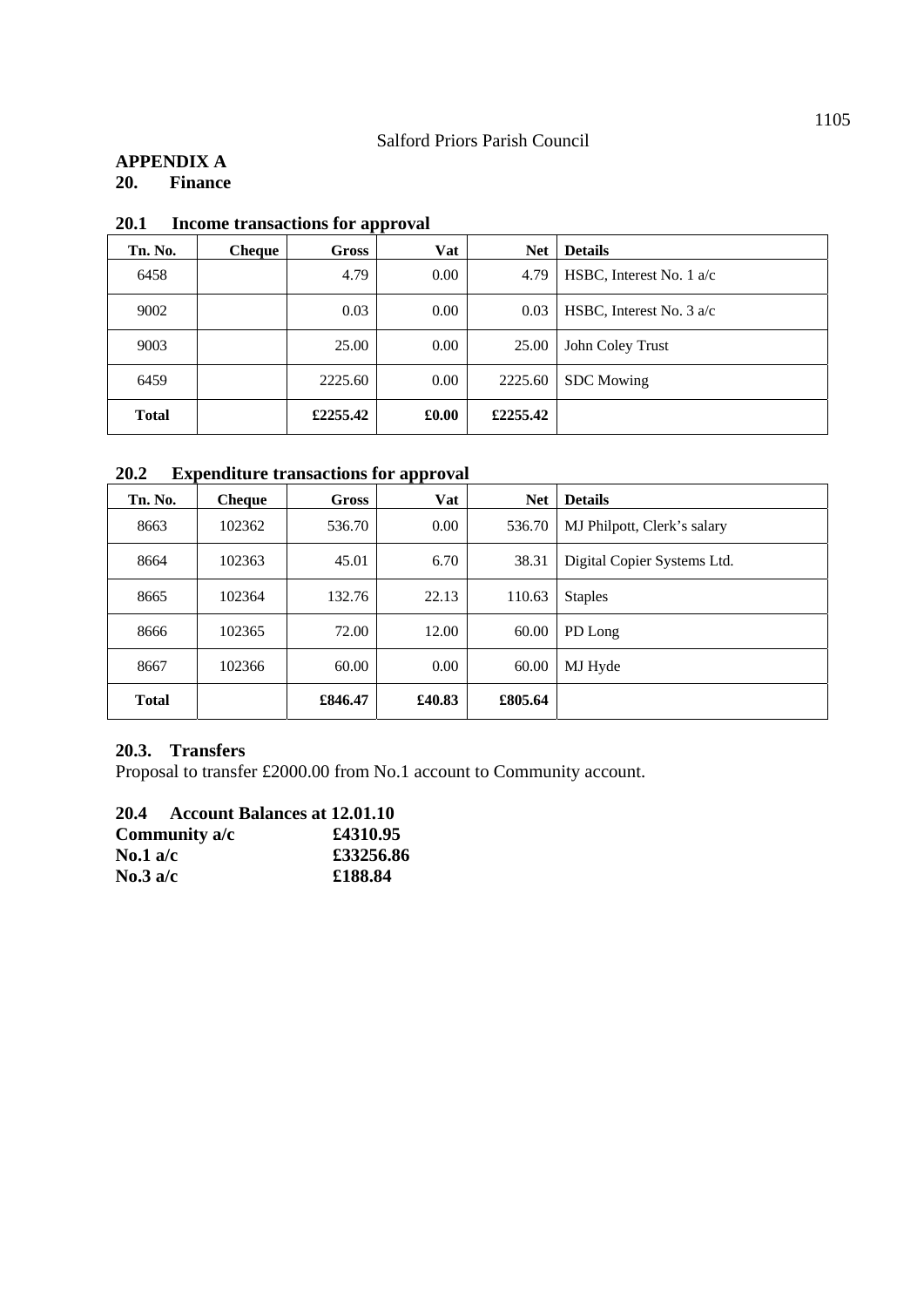Salford Priors Parish Council

**APPENDIX A**

**20. Finance**

**20.1 Income transactions for approval**

| Tn. No. | Cheque | Gross | Vat | Net | Details |
|---|---|---|---|---|---|
| 6458 | | 4.79 | 0.00 | 4.79 | HSBC, Interest No. 1 a/c |
| 9002 | | 0.03 | 0.00 | 0.03 | HSBC, Interest No. 3 a/c |
| 9003 | | 25.00 | 0.00 | 25.00 | John Coley Trust |
| 6459 | | 2225.60 | 0.00 | 2225.60 | SDC Mowing |
| **Total** | | **£2255.42** | **£0.00** | **£2255.42** | |

**20.2 Expenditure transactions for approval**

| Tn. No. | Cheque | Gross | Vat | Net | Details |
|---|---|---|---|---|---|
| 8663 | 102362 | 536.70 | 0.00 | 536.70 | MJ Philpott, Clerk's salary |
| 8664 | 102363 | 45.01 | 6.70 | 38.31 | Digital Copier Systems Ltd. |
| 8665 | 102364 | 132.76 | 22.13 | 110.63 | Staples |
| 8666 | 102365 | 72.00 | 12.00 | 60.00 | PD Long |
| 8667 | 102366 | 60.00 | 0.00 | 60.00 | MJ Hyde |
| **Total** | | **£846.47** | **£40.83** | **£805.64** | |

**20.3. Transfers**

Proposal to transfer £2000.00 from No.1 account to Community account.

**20.4 Account Balances at 12.01.10**

**Community a/c £4310.95**
**No.1 a/c £33256.86**
**No.3 a/c £188.84**